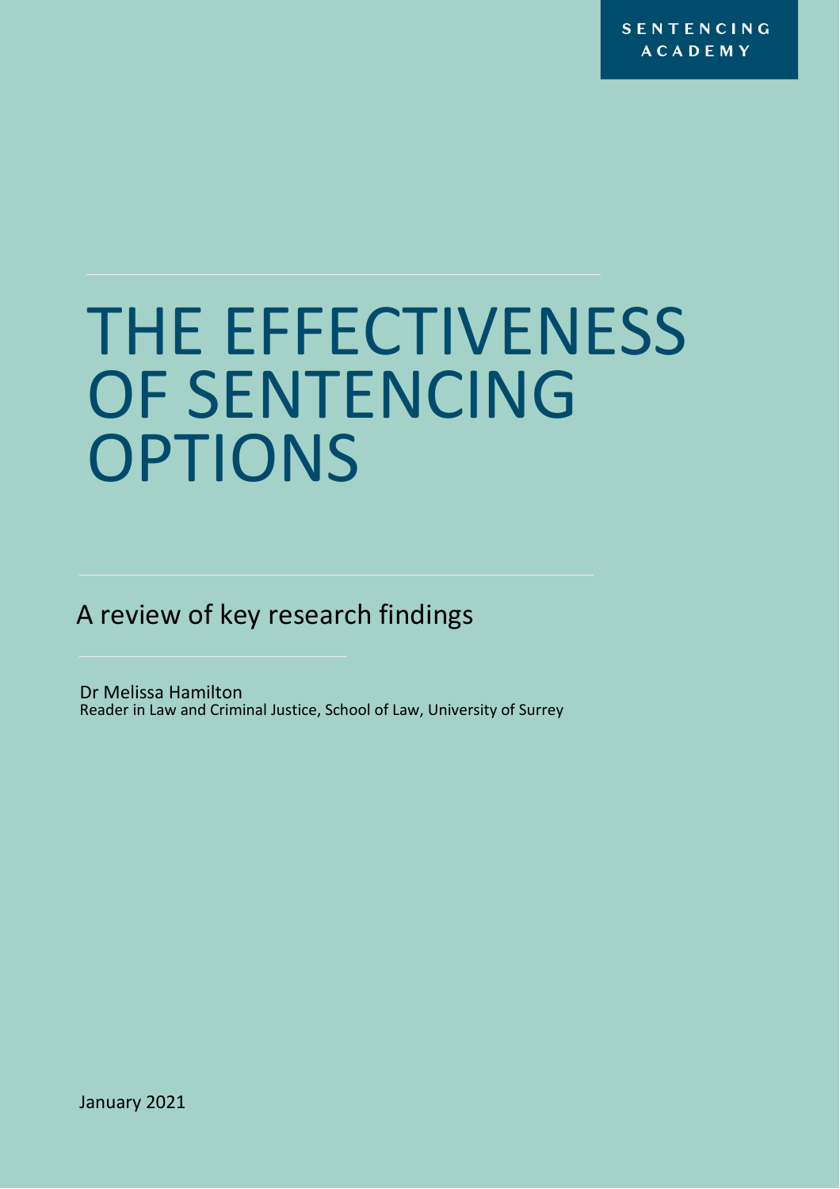SENTENCING ACADEMY

# THE EFFECTIVENESS OF SENTENCING OPTIONS

## A review of key research findings

Dr Melissa Hamilton
Reader in Law and Criminal Justice, School of Law, University of Surrey

January 2021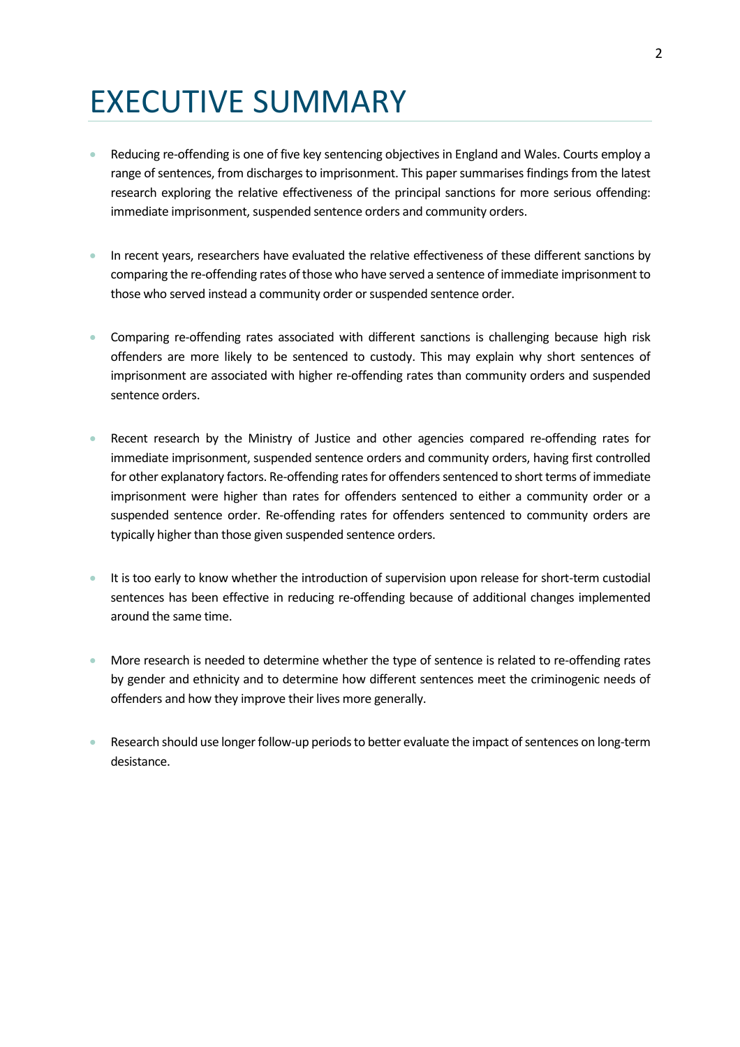# EXECUTIVE SUMMARY

- Reducing re-offending is one of five key sentencing objectives in England and Wales. Courts employ a range of sentences, from discharges to imprisonment. This paper summarises findings from the latest research exploring the relative effectiveness of the principal sanctions for more serious offending: immediate imprisonment, suspended sentence orders and community orders.

- In recent years, researchers have evaluated the relative effectiveness of these different sanctions by comparing the re-offending rates of those who have served a sentence of immediate imprisonment to those who served instead a community order or suspended sentence order.

- Comparing re-offending rates associated with different sanctions is challenging because high risk offenders are more likely to be sentenced to custody. This may explain why short sentences of imprisonment are associated with higher re-offending rates than community orders and suspended sentence orders.

- Recent research by the Ministry of Justice and other agencies compared re-offending rates for immediate imprisonment, suspended sentence orders and community orders, having first controlled for other explanatory factors. Re-offending rates for offenders sentenced to short terms of immediate imprisonment were higher than rates for offenders sentenced to either a community order or a suspended sentence order. Re-offending rates for offenders sentenced to community orders are typically higher than those given suspended sentence orders.

- It is too early to know whether the introduction of supervision upon release for short-term custodial sentences has been effective in reducing re-offending because of additional changes implemented around the same time.

- More research is needed to determine whether the type of sentence is related to re-offending rates by gender and ethnicity and to determine how different sentences meet the criminogenic needs of offenders and how they improve their lives more generally.

- Research should use longer follow-up periods to better evaluate the impact of sentences on long-term desistance.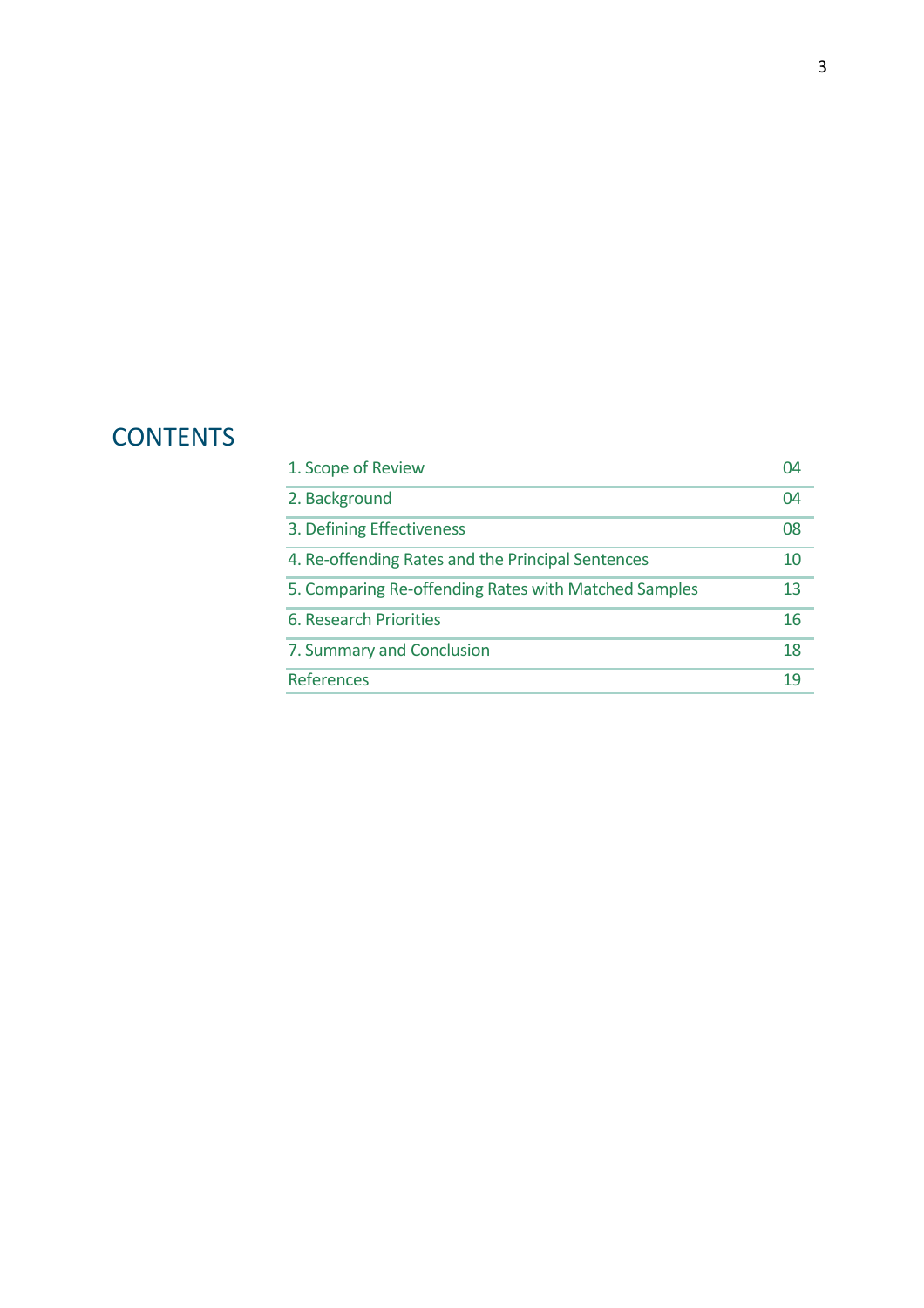# CONTENTS

| | |
|---|---|
| 1. Scope of Review | 04 |
| 2. Background | 04 |
| 3. Defining Effectiveness | 08 |
| 4. Re-offending Rates and the Principal Sentences | 10 |
| 5. Comparing Re-offending Rates with Matched Samples | 13 |
| 6. Research Priorities | 16 |
| 7. Summary and Conclusion | 18 |
| References | 19 |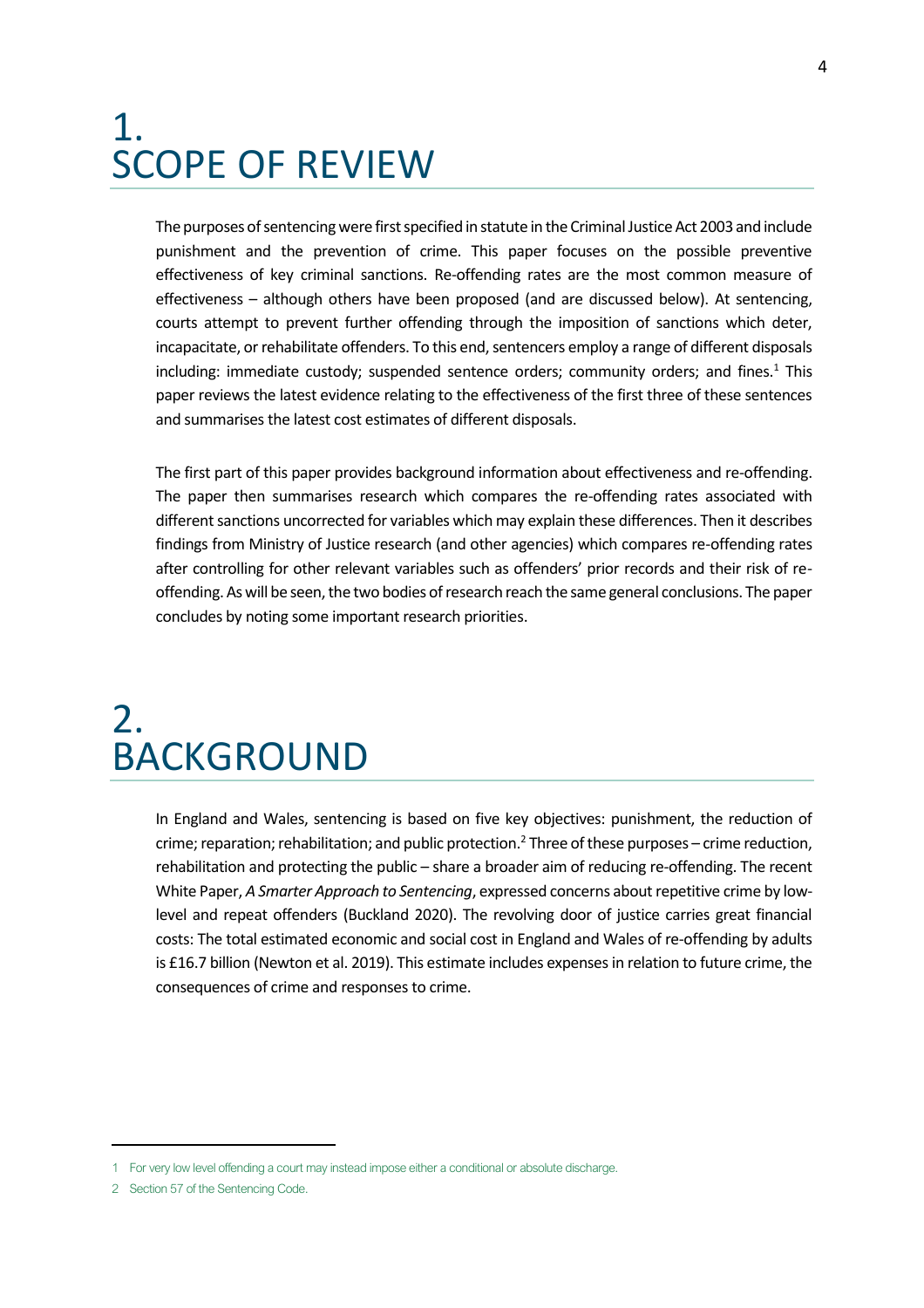# 1. SCOPE OF REVIEW

The purposes of sentencing were first specified in statute in the Criminal Justice Act 2003 and include punishment and the prevention of crime. This paper focuses on the possible preventive effectiveness of key criminal sanctions. Re-offending rates are the most common measure of effectiveness – although others have been proposed (and are discussed below). At sentencing, courts attempt to prevent further offending through the imposition of sanctions which deter, incapacitate, or rehabilitate offenders. To this end, sentencers employ a range of different disposals including: immediate custody; suspended sentence orders; community orders; and fines.[1] This paper reviews the latest evidence relating to the effectiveness of the first three of these sentences and summarises the latest cost estimates of different disposals.

The first part of this paper provides background information about effectiveness and re-offending. The paper then summarises research which compares the re-offending rates associated with different sanctions uncorrected for variables which may explain these differences. Then it describes findings from Ministry of Justice research (and other agencies) which compares re-offending rates after controlling for other relevant variables such as offenders' prior records and their risk of re-offending. As will be seen, the two bodies of research reach the same general conclusions. The paper concludes by noting some important research priorities.

# 2. BACKGROUND

In England and Wales, sentencing is based on five key objectives: punishment, the reduction of crime; reparation; rehabilitation; and public protection.[2] Three of these purposes – crime reduction, rehabilitation and protecting the public – share a broader aim of reducing re-offending. The recent White Paper, *A Smarter Approach to Sentencing*, expressed concerns about repetitive crime by low-level and repeat offenders (Buckland 2020). The revolving door of justice carries great financial costs: The total estimated economic and social cost in England and Wales of re-offending by adults is £16.7 billion (Newton et al. 2019). This estimate includes expenses in relation to future crime, the consequences of crime and responses to crime.

---

1 For very low level offending a court may instead impose either a conditional or absolute discharge.

2 Section 57 of the Sentencing Code.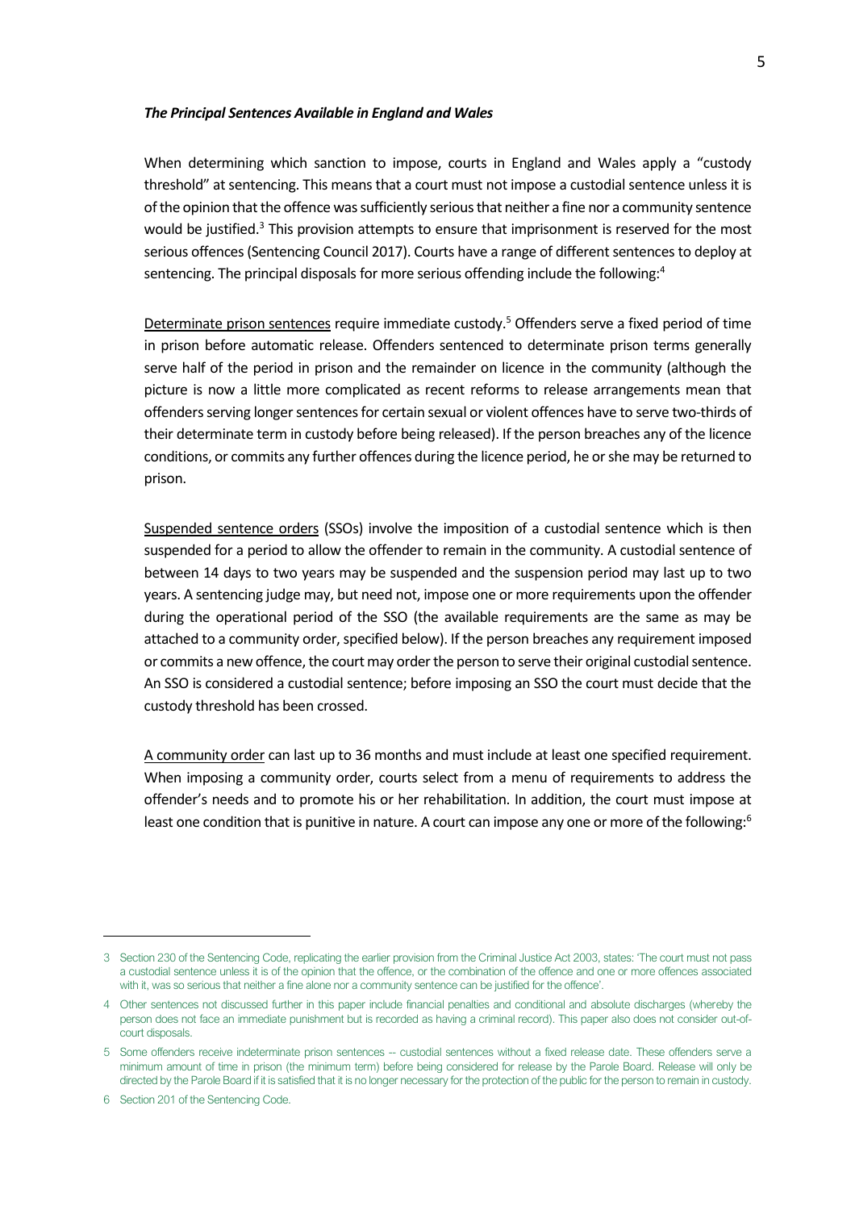***The Principal Sentences Available in England and Wales***

When determining which sanction to impose, courts in England and Wales apply a "custody threshold" at sentencing. This means that a court must not impose a custodial sentence unless it is of the opinion that the offence was sufficiently serious that neither a fine nor a community sentence would be justified.[3] This provision attempts to ensure that imprisonment is reserved for the most serious offences (Sentencing Council 2017). Courts have a range of different sentences to deploy at sentencing. The principal disposals for more serious offending include the following:[4]

Determinate prison sentences require immediate custody.[5] Offenders serve a fixed period of time in prison before automatic release. Offenders sentenced to determinate prison terms generally serve half of the period in prison and the remainder on licence in the community (although the picture is now a little more complicated as recent reforms to release arrangements mean that offenders serving longer sentences for certain sexual or violent offences have to serve two-thirds of their determinate term in custody before being released). If the person breaches any of the licence conditions, or commits any further offences during the licence period, he or she may be returned to prison.

Suspended sentence orders (SSOs) involve the imposition of a custodial sentence which is then suspended for a period to allow the offender to remain in the community. A custodial sentence of between 14 days to two years may be suspended and the suspension period may last up to two years. A sentencing judge may, but need not, impose one or more requirements upon the offender during the operational period of the SSO (the available requirements are the same as may be attached to a community order, specified below). If the person breaches any requirement imposed or commits a new offence, the court may order the person to serve their original custodial sentence. An SSO is considered a custodial sentence; before imposing an SSO the court must decide that the custody threshold has been crossed.

A community order can last up to 36 months and must include at least one specified requirement. When imposing a community order, courts select from a menu of requirements to address the offender's needs and to promote his or her rehabilitation. In addition, the court must impose at least one condition that is punitive in nature. A court can impose any one or more of the following:[6]

---

3 Section 230 of the Sentencing Code, replicating the earlier provision from the Criminal Justice Act 2003, states: 'The court must not pass a custodial sentence unless it is of the opinion that the offence, or the combination of the offence and one or more offences associated with it, was so serious that neither a fine alone nor a community sentence can be justified for the offence'.

4 Other sentences not discussed further in this paper include financial penalties and conditional and absolute discharges (whereby the person does not face an immediate punishment but is recorded as having a criminal record). This paper also does not consider out-of-court disposals.

5 Some offenders receive indeterminate prison sentences -- custodial sentences without a fixed release date. These offenders serve a minimum amount of time in prison (the minimum term) before being considered for release by the Parole Board. Release will only be directed by the Parole Board if it is satisfied that it is no longer necessary for the protection of the public for the person to remain in custody.

6 Section 201 of the Sentencing Code.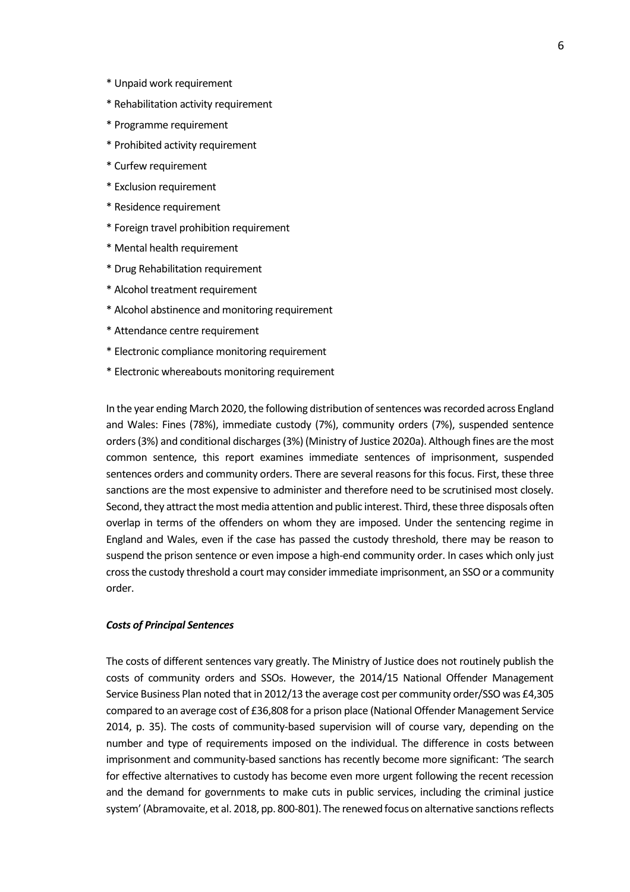* Unpaid work requirement

* Rehabilitation activity requirement

* Programme requirement

* Prohibited activity requirement

* Curfew requirement

* Exclusion requirement

* Residence requirement

* Foreign travel prohibition requirement

* Mental health requirement

* Drug Rehabilitation requirement

* Alcohol treatment requirement

* Alcohol abstinence and monitoring requirement

* Attendance centre requirement

* Electronic compliance monitoring requirement

* Electronic whereabouts monitoring requirement

In the year ending March 2020, the following distribution of sentences was recorded across England and Wales: Fines (78%), immediate custody (7%), community orders (7%), suspended sentence orders (3%) and conditional discharges (3%) (Ministry of Justice 2020a). Although fines are the most common sentence, this report examines immediate sentences of imprisonment, suspended sentences orders and community orders. There are several reasons for this focus. First, these three sanctions are the most expensive to administer and therefore need to be scrutinised most closely. Second, they attract the most media attention and public interest. Third, these three disposals often overlap in terms of the offenders on whom they are imposed. Under the sentencing regime in England and Wales, even if the case has passed the custody threshold, there may be reason to suspend the prison sentence or even impose a high-end community order. In cases which only just cross the custody threshold a court may consider immediate imprisonment, an SSO or a community order.

***Costs of Principal Sentences***

The costs of different sentences vary greatly. The Ministry of Justice does not routinely publish the costs of community orders and SSOs. However, the 2014/15 National Offender Management Service Business Plan noted that in 2012/13 the average cost per community order/SSO was £4,305 compared to an average cost of £36,808 for a prison place (National Offender Management Service 2014, p. 35). The costs of community-based supervision will of course vary, depending on the number and type of requirements imposed on the individual. The difference in costs between imprisonment and community-based sanctions has recently become more significant: 'The search for effective alternatives to custody has become even more urgent following the recent recession and the demand for governments to make cuts in public services, including the criminal justice system' (Abramovaite, et al. 2018, pp. 800-801). The renewed focus on alternative sanctions reflects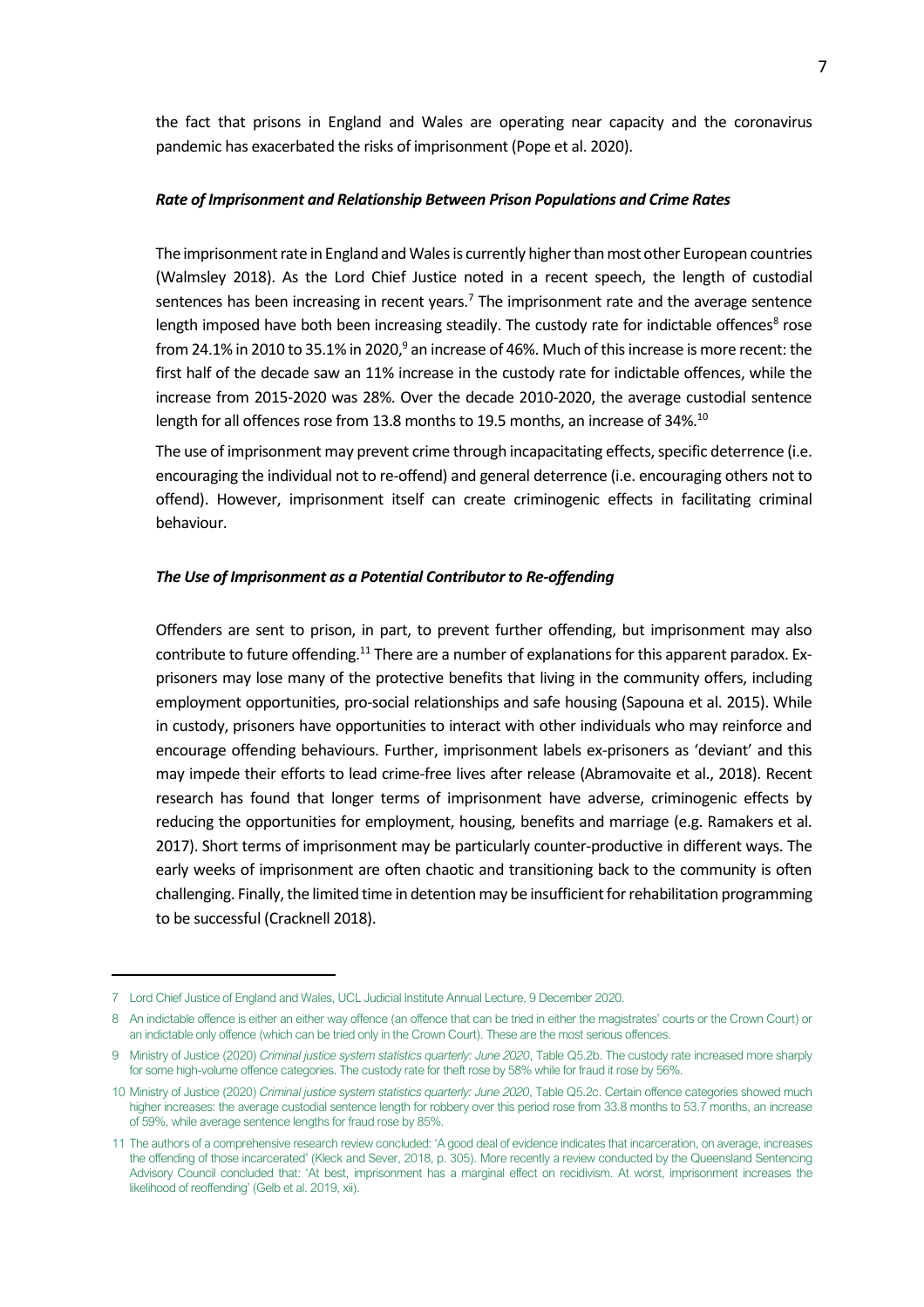the fact that prisons in England and Wales are operating near capacity and the coronavirus pandemic has exacerbated the risks of imprisonment (Pope et al. 2020).

### ***Rate of Imprisonment and Relationship Between Prison Populations and Crime Rates***

The imprisonment rate in England and Wales is currently higher than most other European countries (Walmsley 2018). As the Lord Chief Justice noted in a recent speech, the length of custodial sentences has been increasing in recent years.[7] The imprisonment rate and the average sentence length imposed have both been increasing steadily. The custody rate for indictable offences[8] rose from 24.1% in 2010 to 35.1% in 2020,[9] an increase of 46%. Much of this increase is more recent: the first half of the decade saw an 11% increase in the custody rate for indictable offences, while the increase from 2015-2020 was 28%. Over the decade 2010-2020, the average custodial sentence length for all offences rose from 13.8 months to 19.5 months, an increase of 34%.[10]

The use of imprisonment may prevent crime through incapacitating effects, specific deterrence (i.e. encouraging the individual not to re-offend) and general deterrence (i.e. encouraging others not to offend). However, imprisonment itself can create criminogenic effects in facilitating criminal behaviour.

### ***The Use of Imprisonment as a Potential Contributor to Re-offending***

Offenders are sent to prison, in part, to prevent further offending, but imprisonment may also contribute to future offending.[11] There are a number of explanations for this apparent paradox. Ex-prisoners may lose many of the protective benefits that living in the community offers, including employment opportunities, pro-social relationships and safe housing (Sapouna et al. 2015). While in custody, prisoners have opportunities to interact with other individuals who may reinforce and encourage offending behaviours. Further, imprisonment labels ex-prisoners as 'deviant' and this may impede their efforts to lead crime-free lives after release (Abramovaite et al., 2018). Recent research has found that longer terms of imprisonment have adverse, criminogenic effects by reducing the opportunities for employment, housing, benefits and marriage (e.g. Ramakers et al. 2017). Short terms of imprisonment may be particularly counter-productive in different ways. The early weeks of imprisonment are often chaotic and transitioning back to the community is often challenging. Finally, the limited time in detention may be insufficient for rehabilitation programming to be successful (Cracknell 2018).

---

7 Lord Chief Justice of England and Wales, UCL Judicial Institute Annual Lecture, 9 December 2020.

8 An indictable offence is either an either way offence (an offence that can be tried in either the magistrates' courts or the Crown Court) or an indictable only offence (which can be tried only in the Crown Court). These are the most serious offences.

9 Ministry of Justice (2020) *Criminal justice system statistics quarterly: June 2020*, Table Q5.2b. The custody rate increased more sharply for some high-volume offence categories. The custody rate for theft rose by 58% while for fraud it rose by 56%.

10 Ministry of Justice (2020) *Criminal justice system statistics quarterly: June 2020*, Table Q5.2c. Certain offence categories showed much higher increases: the average custodial sentence length for robbery over this period rose from 33.8 months to 53.7 months, an increase of 59%, while average sentence lengths for fraud rose by 85%.

11 The authors of a comprehensive research review concluded: 'A good deal of evidence indicates that incarceration, on average, increases the offending of those incarcerated' (Kleck and Sever, 2018, p. 305). More recently a review conducted by the Queensland Sentencing Advisory Council concluded that: 'At best, imprisonment has a marginal effect on recidivism. At worst, imprisonment increases the likelihood of reoffending' (Gelb et al. 2019, xii).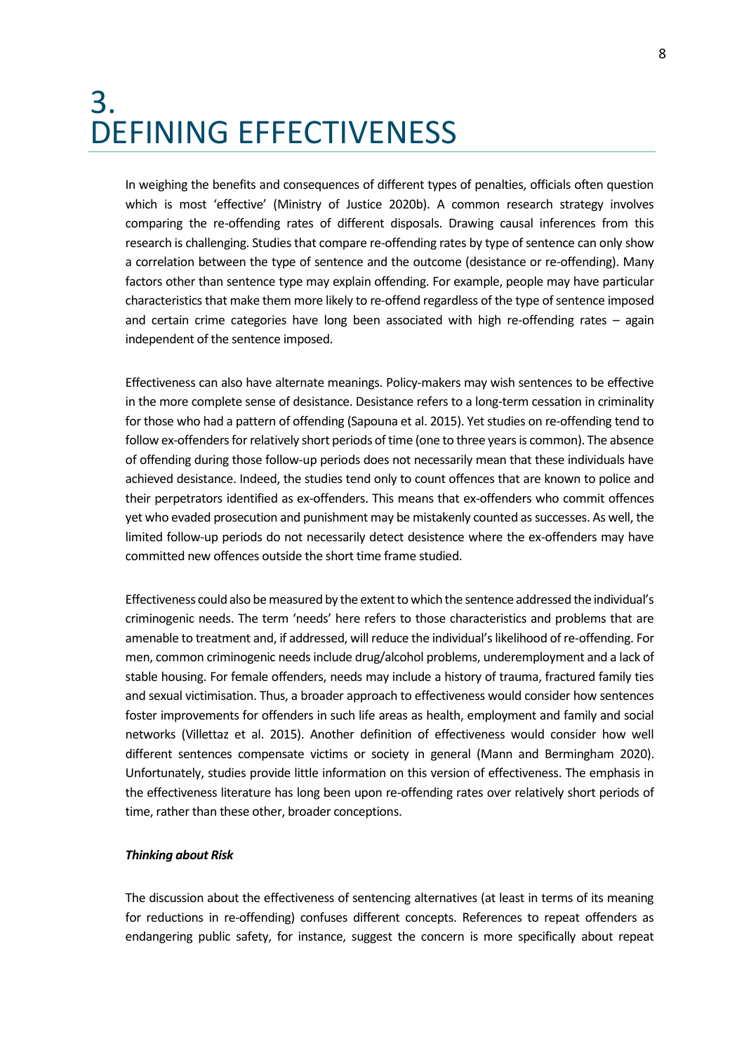# 3. DEFINING EFFECTIVENESS

In weighing the benefits and consequences of different types of penalties, officials often question which is most 'effective' (Ministry of Justice 2020b). A common research strategy involves comparing the re-offending rates of different disposals. Drawing causal inferences from this research is challenging. Studies that compare re-offending rates by type of sentence can only show a correlation between the type of sentence and the outcome (desistance or re-offending). Many factors other than sentence type may explain offending. For example, people may have particular characteristics that make them more likely to re-offend regardless of the type of sentence imposed and certain crime categories have long been associated with high re-offending rates – again independent of the sentence imposed.

Effectiveness can also have alternate meanings. Policy-makers may wish sentences to be effective in the more complete sense of desistance. Desistance refers to a long-term cessation in criminality for those who had a pattern of offending (Sapouna et al. 2015). Yet studies on re-offending tend to follow ex-offenders for relatively short periods of time (one to three years is common). The absence of offending during those follow-up periods does not necessarily mean that these individuals have achieved desistance. Indeed, the studies tend only to count offences that are known to police and their perpetrators identified as ex-offenders. This means that ex-offenders who commit offences yet who evaded prosecution and punishment may be mistakenly counted as successes. As well, the limited follow-up periods do not necessarily detect desistence where the ex-offenders may have committed new offences outside the short time frame studied.

Effectiveness could also be measured by the extent to which the sentence addressed the individual's criminogenic needs. The term 'needs' here refers to those characteristics and problems that are amenable to treatment and, if addressed, will reduce the individual's likelihood of re-offending. For men, common criminogenic needs include drug/alcohol problems, underemployment and a lack of stable housing. For female offenders, needs may include a history of trauma, fractured family ties and sexual victimisation. Thus, a broader approach to effectiveness would consider how sentences foster improvements for offenders in such life areas as health, employment and family and social networks (Villettaz et al. 2015). Another definition of effectiveness would consider how well different sentences compensate victims or society in general (Mann and Bermingham 2020). Unfortunately, studies provide little information on this version of effectiveness. The emphasis in the effectiveness literature has long been upon re-offending rates over relatively short periods of time, rather than these other, broader conceptions.

***Thinking about Risk***

The discussion about the effectiveness of sentencing alternatives (at least in terms of its meaning for reductions in re-offending) confuses different concepts. References to repeat offenders as endangering public safety, for instance, suggest the concern is more specifically about repeat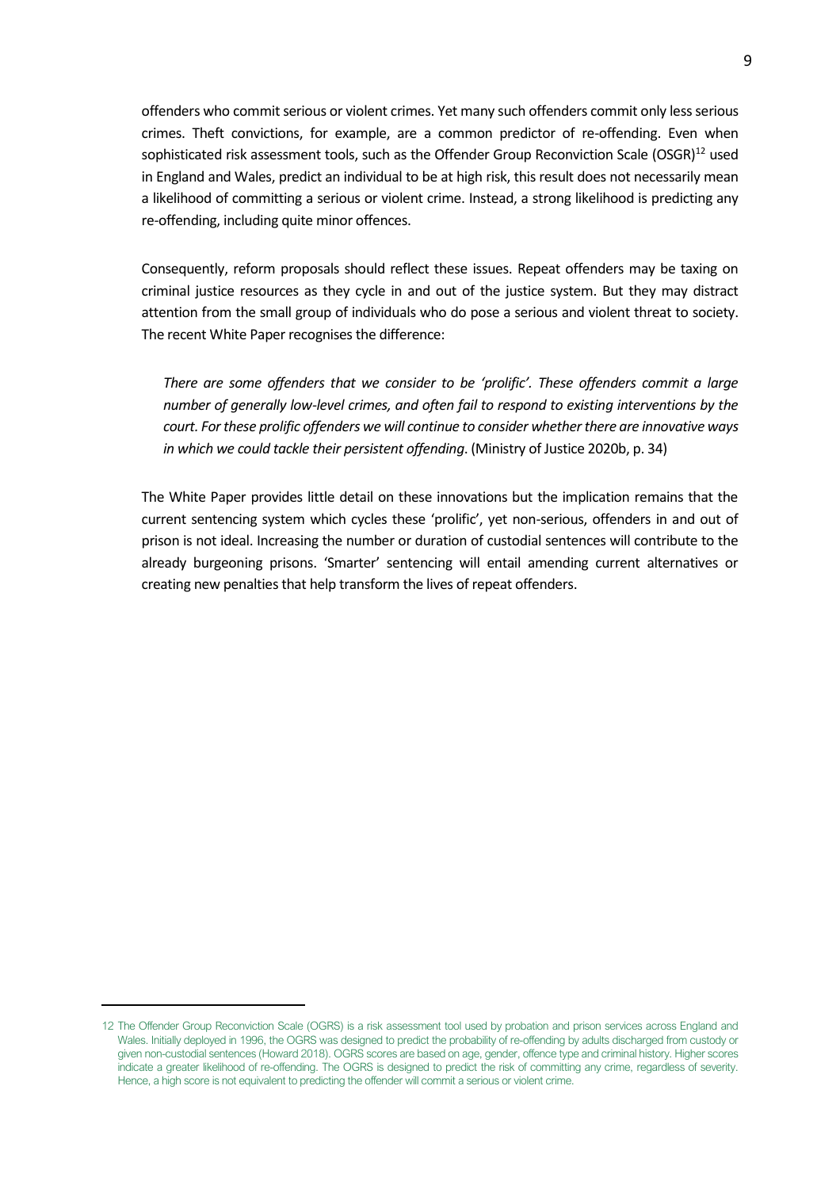offenders who commit serious or violent crimes. Yet many such offenders commit only less serious crimes. Theft convictions, for example, are a common predictor of re-offending. Even when sophisticated risk assessment tools, such as the Offender Group Reconviction Scale (OSGR)[12] used in England and Wales, predict an individual to be at high risk, this result does not necessarily mean a likelihood of committing a serious or violent crime. Instead, a strong likelihood is predicting any re-offending, including quite minor offences.

Consequently, reform proposals should reflect these issues. Repeat offenders may be taxing on criminal justice resources as they cycle in and out of the justice system. But they may distract attention from the small group of individuals who do pose a serious and violent threat to society. The recent White Paper recognises the difference:

> *There are some offenders that we consider to be 'prolific'. These offenders commit a large number of generally low-level crimes, and often fail to respond to existing interventions by the court. For these prolific offenders we will continue to consider whether there are innovative ways in which we could tackle their persistent offending*. (Ministry of Justice 2020b, p. 34)

The White Paper provides little detail on these innovations but the implication remains that the current sentencing system which cycles these 'prolific', yet non-serious, offenders in and out of prison is not ideal. Increasing the number or duration of custodial sentences will contribute to the already burgeoning prisons. 'Smarter' sentencing will entail amending current alternatives or creating new penalties that help transform the lives of repeat offenders.

---

12 The Offender Group Reconviction Scale (OGRS) is a risk assessment tool used by probation and prison services across England and Wales. Initially deployed in 1996, the OGRS was designed to predict the probability of re-offending by adults discharged from custody or given non-custodial sentences (Howard 2018). OGRS scores are based on age, gender, offence type and criminal history. Higher scores indicate a greater likelihood of re-offending. The OGRS is designed to predict the risk of committing any crime, regardless of severity. Hence, a high score is not equivalent to predicting the offender will commit a serious or violent crime.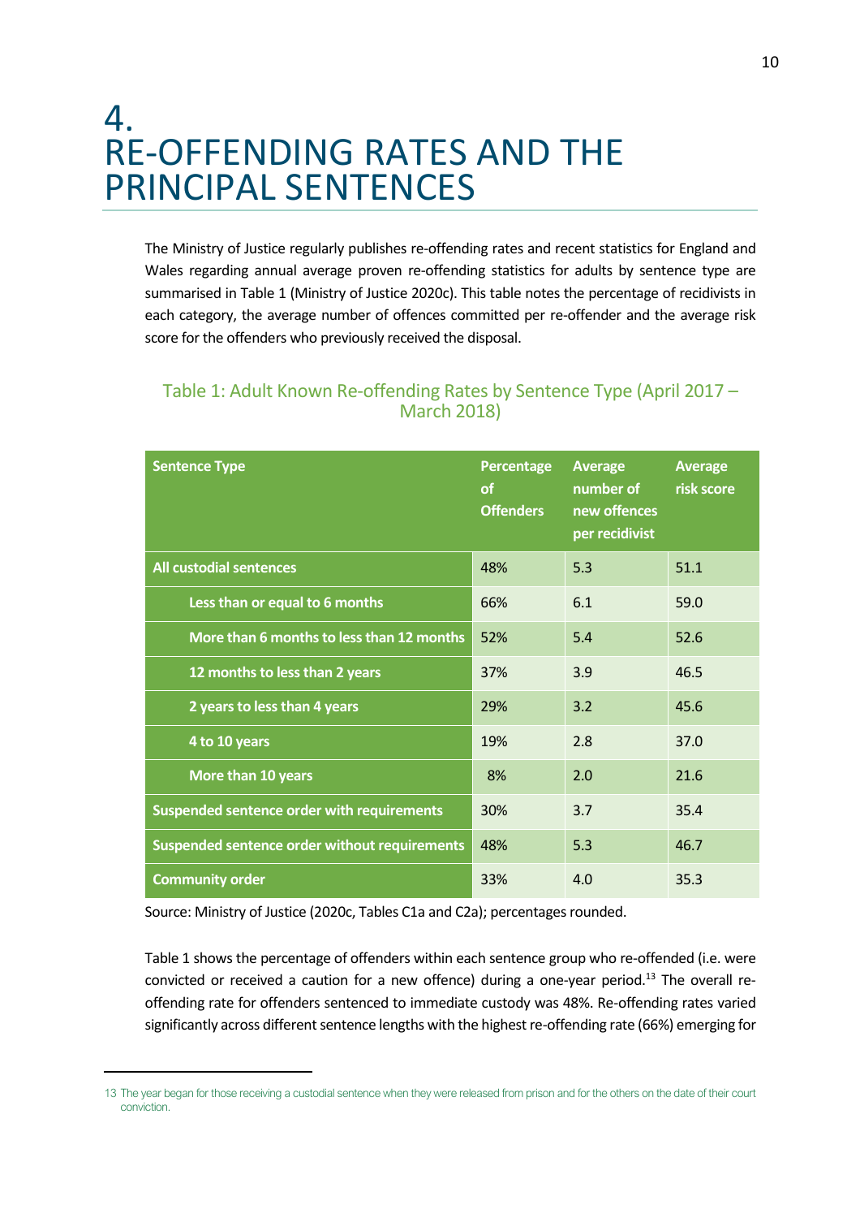# 4. RE-OFFENDING RATES AND THE PRINCIPAL SENTENCES

The Ministry of Justice regularly publishes re-offending rates and recent statistics for England and Wales regarding annual average proven re-offending statistics for adults by sentence type are summarised in Table 1 (Ministry of Justice 2020c). This table notes the percentage of recidivists in each category, the average number of offences committed per re-offender and the average risk score for the offenders who previously received the disposal.

Table 1: Adult Known Re-offending Rates by Sentence Type (April 2017 – March 2018)

| Sentence Type | Percentage of Offenders | Average number of new offences per recidivist | Average risk score |
|---|---|---|---|
| **All custodial sentences** | 48% | 5.3 | 51.1 |
| **Less than or equal to 6 months** | 66% | 6.1 | 59.0 |
| **More than 6 months to less than 12 months** | 52% | 5.4 | 52.6 |
| **12 months to less than 2 years** | 37% | 3.9 | 46.5 |
| **2 years to less than 4 years** | 29% | 3.2 | 45.6 |
| **4 to 10 years** | 19% | 2.8 | 37.0 |
| **More than 10 years** | 8% | 2.0 | 21.6 |
| **Suspended sentence order with requirements** | 30% | 3.7 | 35.4 |
| **Suspended sentence order without requirements** | 48% | 5.3 | 46.7 |
| **Community order** | 33% | 4.0 | 35.3 |

Source: Ministry of Justice (2020c, Tables C1a and C2a); percentages rounded.

Table 1 shows the percentage of offenders within each sentence group who re-offended (i.e. were convicted or received a caution for a new offence) during a one-year period.[13] The overall re-offending rate for offenders sentenced to immediate custody was 48%. Re-offending rates varied significantly across different sentence lengths with the highest re-offending rate (66%) emerging for

13 The year began for those receiving a custodial sentence when they were released from prison and for the others on the date of their court conviction.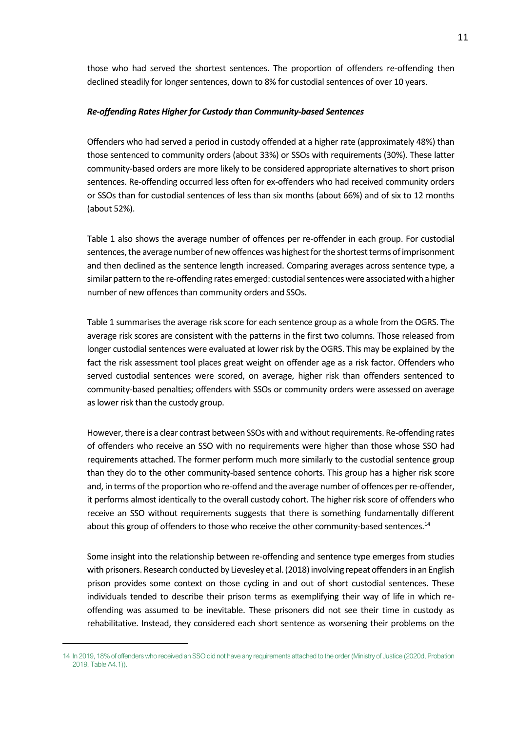those who had served the shortest sentences. The proportion of offenders re-offending then declined steadily for longer sentences, down to 8% for custodial sentences of over 10 years.

***Re-offending Rates Higher for Custody than Community-based Sentences***

Offenders who had served a period in custody offended at a higher rate (approximately 48%) than those sentenced to community orders (about 33%) or SSOs with requirements (30%). These latter community-based orders are more likely to be considered appropriate alternatives to short prison sentences. Re-offending occurred less often for ex-offenders who had received community orders or SSOs than for custodial sentences of less than six months (about 66%) and of six to 12 months (about 52%).

Table 1 also shows the average number of offences per re-offender in each group. For custodial sentences, the average number of new offences was highest for the shortest terms of imprisonment and then declined as the sentence length increased. Comparing averages across sentence type, a similar pattern to the re-offending rates emerged: custodial sentences were associated with a higher number of new offences than community orders and SSOs.

Table 1 summarises the average risk score for each sentence group as a whole from the OGRS. The average risk scores are consistent with the patterns in the first two columns. Those released from longer custodial sentences were evaluated at lower risk by the OGRS. This may be explained by the fact the risk assessment tool places great weight on offender age as a risk factor. Offenders who served custodial sentences were scored, on average, higher risk than offenders sentenced to community-based penalties; offenders with SSOs or community orders were assessed on average as lower risk than the custody group.

However, there is a clear contrast between SSOs with and without requirements. Re-offending rates of offenders who receive an SSO with no requirements were higher than those whose SSO had requirements attached. The former perform much more similarly to the custodial sentence group than they do to the other community-based sentence cohorts. This group has a higher risk score and, in terms of the proportion who re-offend and the average number of offences per re-offender, it performs almost identically to the overall custody cohort. The higher risk score of offenders who receive an SSO without requirements suggests that there is something fundamentally different about this group of offenders to those who receive the other community-based sentences.[14]

Some insight into the relationship between re-offending and sentence type emerges from studies with prisoners. Research conducted by Lievesley et al. (2018) involving repeat offenders in an English prison provides some context on those cycling in and out of short custodial sentences. These individuals tended to describe their prison terms as exemplifying their way of life in which re-offending was assumed to be inevitable. These prisoners did not see their time in custody as rehabilitative. Instead, they considered each short sentence as worsening their problems on the

---

14 In 2019, 18% of offenders who received an SSO did not have any requirements attached to the order (Ministry of Justice (2020d, Probation 2019, Table A4.1)).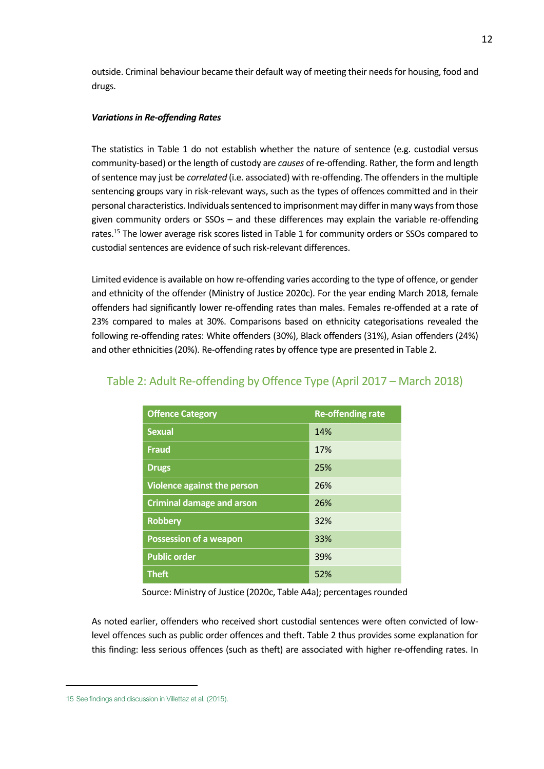outside. Criminal behaviour became their default way of meeting their needs for housing, food and drugs.

***Variations in Re-offending Rates***

The statistics in Table 1 do not establish whether the nature of sentence (e.g. custodial versus community-based) or the length of custody are *causes* of re-offending. Rather, the form and length of sentence may just be *correlated* (i.e. associated) with re-offending. The offenders in the multiple sentencing groups vary in risk-relevant ways, such as the types of offences committed and in their personal characteristics. Individuals sentenced to imprisonment may differ in many ways from those given community orders or SSOs – and these differences may explain the variable re-offending rates.[15] The lower average risk scores listed in Table 1 for community orders or SSOs compared to custodial sentences are evidence of such risk-relevant differences.

Limited evidence is available on how re-offending varies according to the type of offence, or gender and ethnicity of the offender (Ministry of Justice 2020c). For the year ending March 2018, female offenders had significantly lower re-offending rates than males. Females re-offended at a rate of 23% compared to males at 30%. Comparisons based on ethnicity categorisations revealed the following re-offending rates: White offenders (30%), Black offenders (31%), Asian offenders (24%) and other ethnicities (20%). Re-offending rates by offence type are presented in Table 2.

## Table 2: Adult Re-offending by Offence Type (April 2017 – March 2018)

| Offence Category | Re-offending rate |
|---|---|
| **Sexual** | 14% |
| **Fraud** | 17% |
| **Drugs** | 25% |
| **Violence against the person** | 26% |
| **Criminal damage and arson** | 26% |
| **Robbery** | 32% |
| **Possession of a weapon** | 33% |
| **Public order** | 39% |
| **Theft** | 52% |

Source: Ministry of Justice (2020c, Table A4a); percentages rounded

As noted earlier, offenders who received short custodial sentences were often convicted of low-level offences such as public order offences and theft. Table 2 thus provides some explanation for this finding: less serious offences (such as theft) are associated with higher re-offending rates. In

15 See findings and discussion in Villettaz et al. (2015).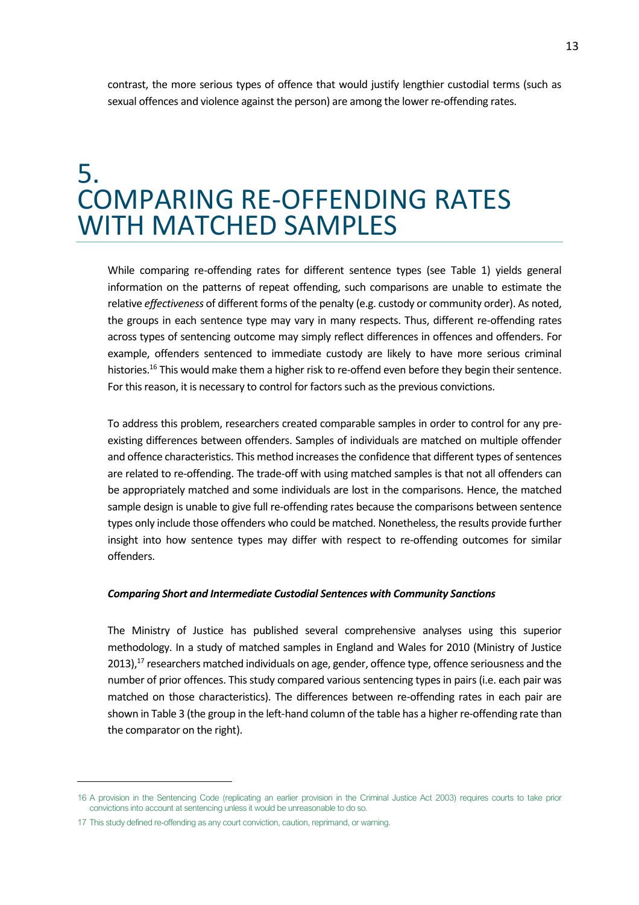contrast, the more serious types of offence that would justify lengthier custodial terms (such as sexual offences and violence against the person) are among the lower re-offending rates.

# 5. COMPARING RE-OFFENDING RATES WITH MATCHED SAMPLES

While comparing re-offending rates for different sentence types (see Table 1) yields general information on the patterns of repeat offending, such comparisons are unable to estimate the relative *effectiveness* of different forms of the penalty (e.g. custody or community order). As noted, the groups in each sentence type may vary in many respects. Thus, different re-offending rates across types of sentencing outcome may simply reflect differences in offences and offenders. For example, offenders sentenced to immediate custody are likely to have more serious criminal histories.[16] This would make them a higher risk to re-offend even before they begin their sentence. For this reason, it is necessary to control for factors such as the previous convictions.

To address this problem, researchers created comparable samples in order to control for any pre-existing differences between offenders. Samples of individuals are matched on multiple offender and offence characteristics. This method increases the confidence that different types of sentences are related to re-offending. The trade-off with using matched samples is that not all offenders can be appropriately matched and some individuals are lost in the comparisons. Hence, the matched sample design is unable to give full re-offending rates because the comparisons between sentence types only include those offenders who could be matched. Nonetheless, the results provide further insight into how sentence types may differ with respect to re-offending outcomes for similar offenders.

***Comparing Short and Intermediate Custodial Sentences with Community Sanctions***

The Ministry of Justice has published several comprehensive analyses using this superior methodology. In a study of matched samples in England and Wales for 2010 (Ministry of Justice 2013),[17] researchers matched individuals on age, gender, offence type, offence seriousness and the number of prior offences. This study compared various sentencing types in pairs (i.e. each pair was matched on those characteristics). The differences between re-offending rates in each pair are shown in Table 3 (the group in the left-hand column of the table has a higher re-offending rate than the comparator on the right).

---

16 A provision in the Sentencing Code (replicating an earlier provision in the Criminal Justice Act 2003) requires courts to take prior convictions into account at sentencing unless it would be unreasonable to do so.

17 This study defined re-offending as any court conviction, caution, reprimand, or warning.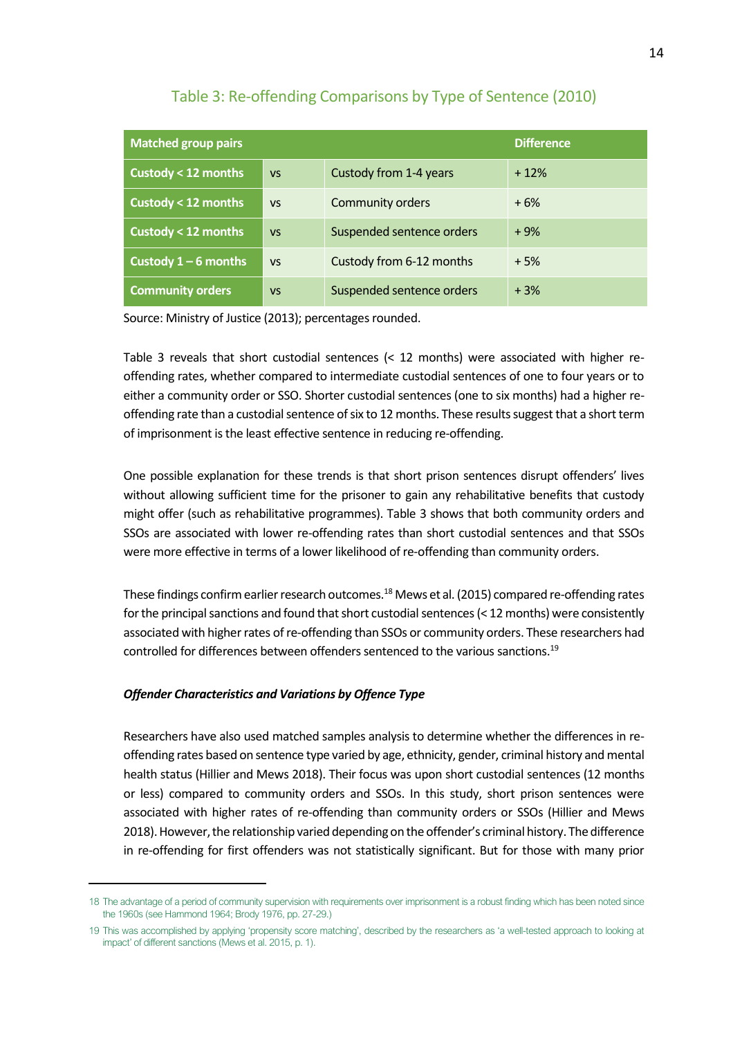## Table 3: Re-offending Comparisons by Type of Sentence (2010)

| Matched group pairs | | | Difference |
|---|---|---|---|
| **Custody < 12 months** | vs | Custody from 1-4 years | + 12% |
| **Custody < 12 months** | vs | Community orders | + 6% |
| **Custody < 12 months** | vs | Suspended sentence orders | + 9% |
| **Custody 1 – 6 months** | vs | Custody from 6-12 months | + 5% |
| **Community orders** | vs | Suspended sentence orders | + 3% |

Source: Ministry of Justice (2013); percentages rounded.

Table 3 reveals that short custodial sentences (< 12 months) were associated with higher re-offending rates, whether compared to intermediate custodial sentences of one to four years or to either a community order or SSO. Shorter custodial sentences (one to six months) had a higher re-offending rate than a custodial sentence of six to 12 months. These results suggest that a short term of imprisonment is the least effective sentence in reducing re-offending.

One possible explanation for these trends is that short prison sentences disrupt offenders' lives without allowing sufficient time for the prisoner to gain any rehabilitative benefits that custody might offer (such as rehabilitative programmes). Table 3 shows that both community orders and SSOs are associated with lower re-offending rates than short custodial sentences and that SSOs were more effective in terms of a lower likelihood of re-offending than community orders.

These findings confirm earlier research outcomes.[18] Mews et al. (2015) compared re-offending rates for the principal sanctions and found that short custodial sentences (< 12 months) were consistently associated with higher rates of re-offending than SSOs or community orders. These researchers had controlled for differences between offenders sentenced to the various sanctions.[19]

### *Offender Characteristics and Variations by Offence Type*

Researchers have also used matched samples analysis to determine whether the differences in re-offending rates based on sentence type varied by age, ethnicity, gender, criminal history and mental health status (Hillier and Mews 2018). Their focus was upon short custodial sentences (12 months or less) compared to community orders and SSOs. In this study, short prison sentences were associated with higher rates of re-offending than community orders or SSOs (Hillier and Mews 2018). However, the relationship varied depending on the offender's criminal history. The difference in re-offending for first offenders was not statistically significant. But for those with many prior

---

18 The advantage of a period of community supervision with requirements over imprisonment is a robust finding which has been noted since the 1960s (see Hammond 1964; Brody 1976, pp. 27-29.)

19 This was accomplished by applying 'propensity score matching', described by the researchers as 'a well-tested approach to looking at impact' of different sanctions (Mews et al. 2015, p. 1).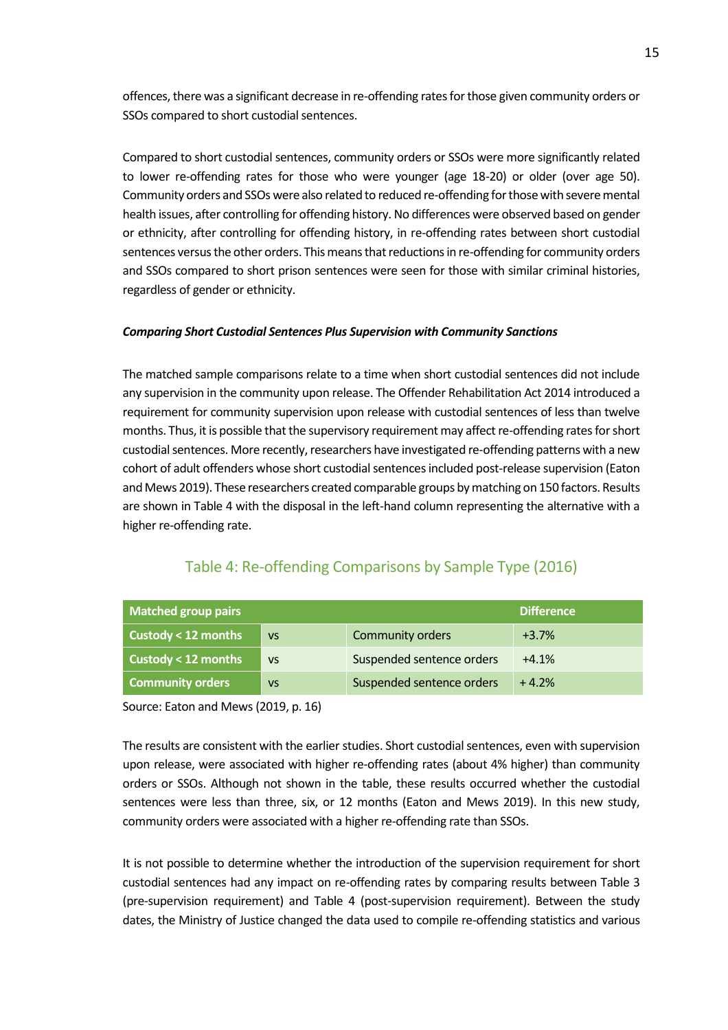offences, there was a significant decrease in re-offending rates for those given community orders or SSOs compared to short custodial sentences.

Compared to short custodial sentences, community orders or SSOs were more significantly related to lower re-offending rates for those who were younger (age 18-20) or older (over age 50). Community orders and SSOs were also related to reduced re-offending for those with severe mental health issues, after controlling for offending history. No differences were observed based on gender or ethnicity, after controlling for offending history, in re-offending rates between short custodial sentences versus the other orders. This means that reductions in re-offending for community orders and SSOs compared to short prison sentences were seen for those with similar criminal histories, regardless of gender or ethnicity.

***Comparing Short Custodial Sentences Plus Supervision with Community Sanctions***

The matched sample comparisons relate to a time when short custodial sentences did not include any supervision in the community upon release. The Offender Rehabilitation Act 2014 introduced a requirement for community supervision upon release with custodial sentences of less than twelve months. Thus, it is possible that the supervisory requirement may affect re-offending rates for short custodial sentences. More recently, researchers have investigated re-offending patterns with a new cohort of adult offenders whose short custodial sentences included post-release supervision (Eaton and Mews 2019). These researchers created comparable groups by matching on 150 factors. Results are shown in Table 4 with the disposal in the left-hand column representing the alternative with a higher re-offending rate.

## Table 4: Re-offending Comparisons by Sample Type (2016)

| Matched group pairs | | | Difference |
|---|---|---|---|
| **Custody < 12 months** | vs | Community orders | +3.7% |
| **Custody < 12 months** | vs | Suspended sentence orders | +4.1% |
| **Community orders** | vs | Suspended sentence orders | + 4.2% |

Source: Eaton and Mews (2019, p. 16)

The results are consistent with the earlier studies. Short custodial sentences, even with supervision upon release, were associated with higher re-offending rates (about 4% higher) than community orders or SSOs. Although not shown in the table, these results occurred whether the custodial sentences were less than three, six, or 12 months (Eaton and Mews 2019). In this new study, community orders were associated with a higher re-offending rate than SSOs.

It is not possible to determine whether the introduction of the supervision requirement for short custodial sentences had any impact on re-offending rates by comparing results between Table 3 (pre-supervision requirement) and Table 4 (post-supervision requirement). Between the study dates, the Ministry of Justice changed the data used to compile re-offending statistics and various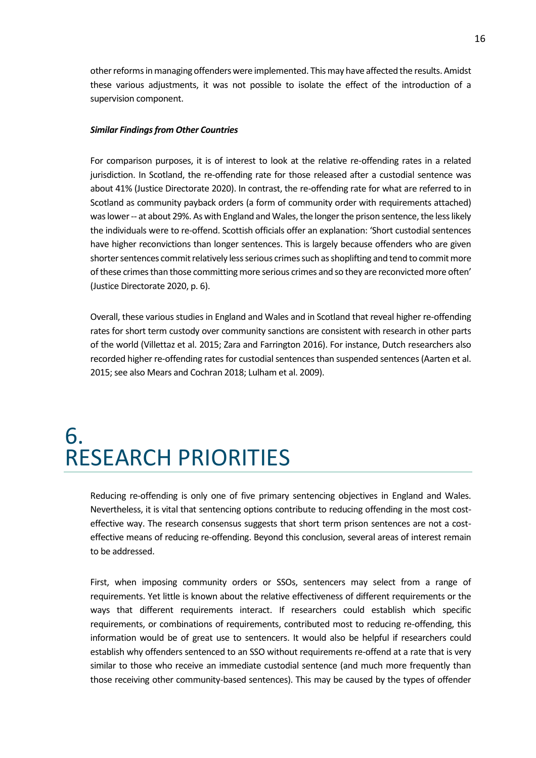other reforms in managing offenders were implemented. This may have affected the results. Amidst these various adjustments, it was not possible to isolate the effect of the introduction of a supervision component.

***Similar Findings from Other Countries***

For comparison purposes, it is of interest to look at the relative re-offending rates in a related jurisdiction. In Scotland, the re-offending rate for those released after a custodial sentence was about 41% (Justice Directorate 2020). In contrast, the re-offending rate for what are referred to in Scotland as community payback orders (a form of community order with requirements attached) was lower -- at about 29%. As with England and Wales, the longer the prison sentence, the less likely the individuals were to re-offend. Scottish officials offer an explanation: 'Short custodial sentences have higher reconvictions than longer sentences. This is largely because offenders who are given shorter sentences commit relatively less serious crimes such as shoplifting and tend to commit more of these crimes than those committing more serious crimes and so they are reconvicted more often' (Justice Directorate 2020, p. 6).

Overall, these various studies in England and Wales and in Scotland that reveal higher re-offending rates for short term custody over community sanctions are consistent with research in other parts of the world (Villettaz et al. 2015; Zara and Farrington 2016). For instance, Dutch researchers also recorded higher re-offending rates for custodial sentences than suspended sentences (Aarten et al. 2015; see also Mears and Cochran 2018; Lulham et al. 2009).

# 6. RESEARCH PRIORITIES

Reducing re-offending is only one of five primary sentencing objectives in England and Wales. Nevertheless, it is vital that sentencing options contribute to reducing offending in the most cost-effective way. The research consensus suggests that short term prison sentences are not a cost-effective means of reducing re-offending. Beyond this conclusion, several areas of interest remain to be addressed.

First, when imposing community orders or SSOs, sentencers may select from a range of requirements. Yet little is known about the relative effectiveness of different requirements or the ways that different requirements interact. If researchers could establish which specific requirements, or combinations of requirements, contributed most to reducing re-offending, this information would be of great use to sentencers. It would also be helpful if researchers could establish why offenders sentenced to an SSO without requirements re-offend at a rate that is very similar to those who receive an immediate custodial sentence (and much more frequently than those receiving other community-based sentences). This may be caused by the types of offender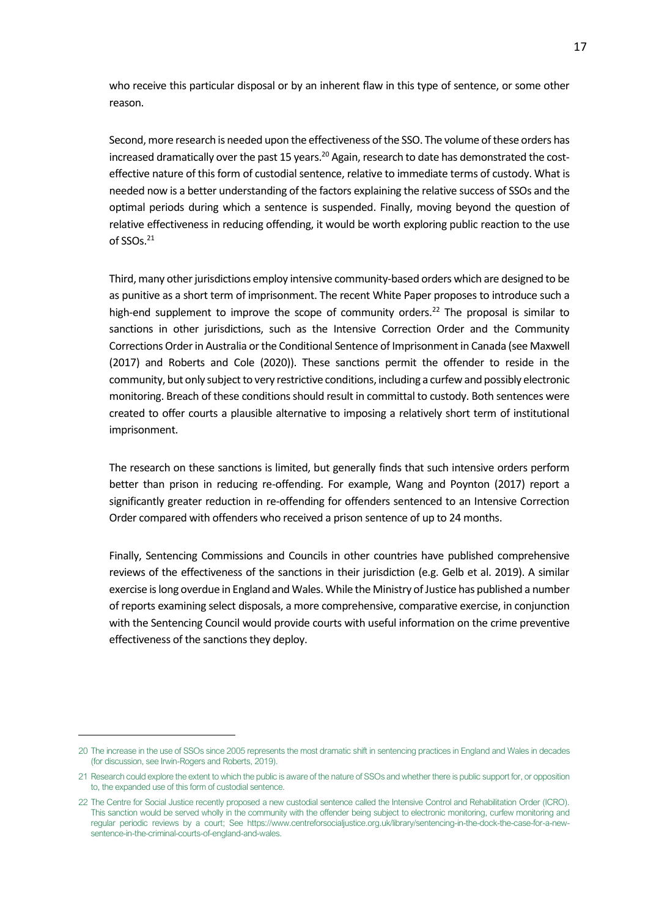who receive this particular disposal or by an inherent flaw in this type of sentence, or some other reason.

Second, more research is needed upon the effectiveness of the SSO. The volume of these orders has increased dramatically over the past 15 years.[20] Again, research to date has demonstrated the cost-effective nature of this form of custodial sentence, relative to immediate terms of custody. What is needed now is a better understanding of the factors explaining the relative success of SSOs and the optimal periods during which a sentence is suspended. Finally, moving beyond the question of relative effectiveness in reducing offending, it would be worth exploring public reaction to the use of SSOs.[21]

Third, many other jurisdictions employ intensive community-based orders which are designed to be as punitive as a short term of imprisonment. The recent White Paper proposes to introduce such a high-end supplement to improve the scope of community orders.[22] The proposal is similar to sanctions in other jurisdictions, such as the Intensive Correction Order and the Community Corrections Order in Australia or the Conditional Sentence of Imprisonment in Canada (see Maxwell (2017) and Roberts and Cole (2020)). These sanctions permit the offender to reside in the community, but only subject to very restrictive conditions, including a curfew and possibly electronic monitoring. Breach of these conditions should result in committal to custody. Both sentences were created to offer courts a plausible alternative to imposing a relatively short term of institutional imprisonment.

The research on these sanctions is limited, but generally finds that such intensive orders perform better than prison in reducing re-offending. For example, Wang and Poynton (2017) report a significantly greater reduction in re-offending for offenders sentenced to an Intensive Correction Order compared with offenders who received a prison sentence of up to 24 months.

Finally, Sentencing Commissions and Councils in other countries have published comprehensive reviews of the effectiveness of the sanctions in their jurisdiction (e.g. Gelb et al. 2019). A similar exercise is long overdue in England and Wales. While the Ministry of Justice has published a number of reports examining select disposals, a more comprehensive, comparative exercise, in conjunction with the Sentencing Council would provide courts with useful information on the crime preventive effectiveness of the sanctions they deploy.

---

20 The increase in the use of SSOs since 2005 represents the most dramatic shift in sentencing practices in England and Wales in decades (for discussion, see Irwin-Rogers and Roberts, 2019).

21 Research could explore the extent to which the public is aware of the nature of SSOs and whether there is public support for, or opposition to, the expanded use of this form of custodial sentence.

22 The Centre for Social Justice recently proposed a new custodial sentence called the Intensive Control and Rehabilitation Order (ICRO). This sanction would be served wholly in the community with the offender being subject to electronic monitoring, curfew monitoring and regular periodic reviews by a court; See https://www.centreforsocialjustice.org.uk/library/sentencing-in-the-dock-the-case-for-a-new-sentence-in-the-criminal-courts-of-england-and-wales.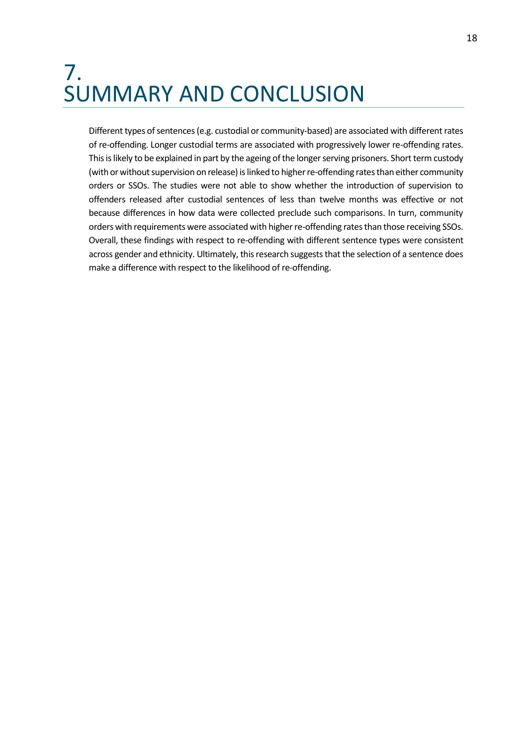# 7. SUMMARY AND CONCLUSION

Different types of sentences (e.g. custodial or community-based) are associated with different rates of re-offending. Longer custodial terms are associated with progressively lower re-offending rates. This is likely to be explained in part by the ageing of the longer serving prisoners. Short term custody (with or without supervision on release) is linked to higher re-offending rates than either community orders or SSOs. The studies were not able to show whether the introduction of supervision to offenders released after custodial sentences of less than twelve months was effective or not because differences in how data were collected preclude such comparisons. In turn, community orders with requirements were associated with higher re-offending rates than those receiving SSOs. Overall, these findings with respect to re-offending with different sentence types were consistent across gender and ethnicity. Ultimately, this research suggests that the selection of a sentence does make a difference with respect to the likelihood of re-offending.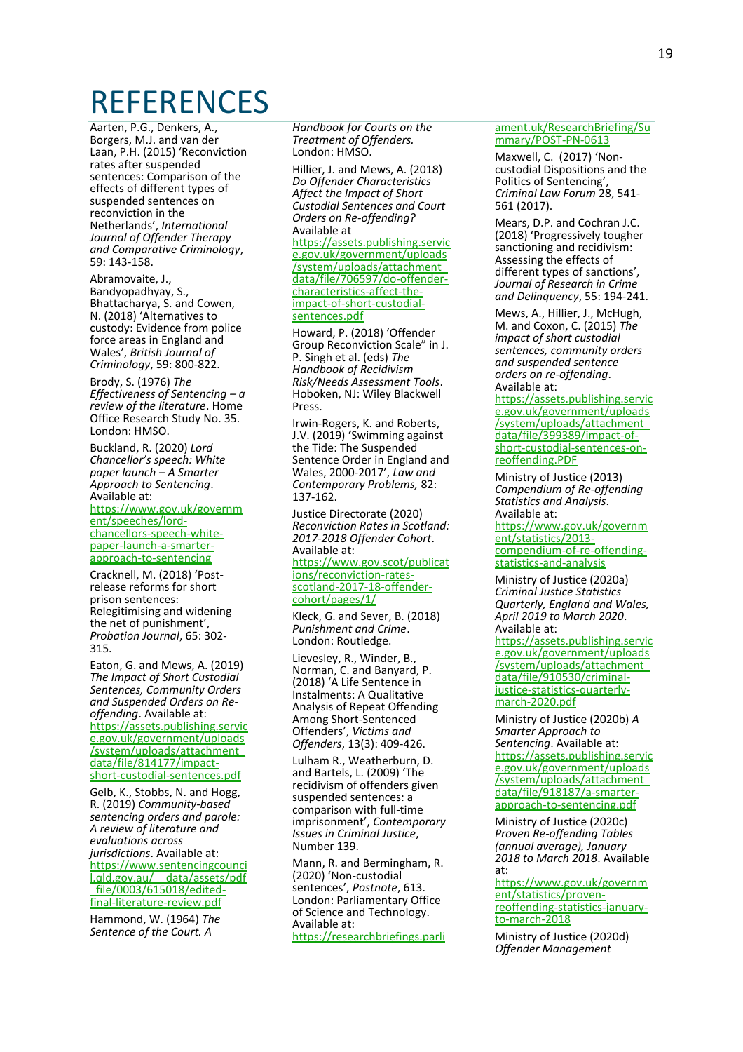# REFERENCES

Aarten, P.G., Denkers, A., Borgers, M.J. and van der Laan, P.H. (2015) 'Reconviction rates after suspended sentences: Comparison of the effects of different types of suspended sentences on reconviction in the Netherlands', *International Journal of Offender Therapy and Comparative Criminology*, 59: 143-158.

Abramovaite, J., Bandyopadhyay, S., Bhattacharya, S. and Cowen, N. (2018) 'Alternatives to custody: Evidence from police force areas in England and Wales', *British Journal of Criminology*, 59: 800-822.

Brody, S. (1976) *The Effectiveness of Sentencing – a review of the literature*. Home Office Research Study No. 35. London: HMSO.

Buckland, R. (2020) *Lord Chancellor's speech: White paper launch – A Smarter Approach to Sentencing*. Available at: https://www.gov.uk/government/speeches/lord-chancellors-speech-white-paper-launch-a-smarter-approach-to-sentencing

Cracknell, M. (2018) 'Post-release reforms for short prison sentences: Relegitimising and widening the net of punishment', *Probation Journal*, 65: 302-315.

Eaton, G. and Mews, A. (2019) *The Impact of Short Custodial Sentences, Community Orders and Suspended Orders on Re-offending*. Available at: https://assets.publishing.service.gov.uk/government/uploads/system/uploads/attachment_data/file/814177/impact-short-custodial-sentences.pdf

Gelb, K., Stobbs, N. and Hogg, R. (2019) *Community-based sentencing orders and parole: A review of literature and evaluations across jurisdictions*. Available at: https://www.sentencingcouncil.qld.gov.au/__data/assets/pdf_file/0003/615018/edited-final-literature-review.pdf

Hammond, W. (1964) *The Sentence of the Court. A Handbook for Courts on the Treatment of Offenders.* London: HMSO.

Hillier, J. and Mews, A. (2018) *Do Offender Characteristics Affect the Impact of Short Custodial Sentences and Court Orders on Re-offending?* Available at https://assets.publishing.service.gov.uk/government/uploads/system/uploads/attachment_data/file/706597/do-offender-characteristics-affect-the-impact-of-short-custodial-sentences.pdf

Howard, P. (2018) 'Offender Group Reconviction Scale" in J. P. Singh et al. (eds) *The Handbook of Recidivism Risk/Needs Assessment Tools*. Hoboken, NJ: Wiley Blackwell Press.

Irwin-Rogers, K. and Roberts, J.V. (2019) **'**Swimming against the Tide: The Suspended Sentence Order in England and Wales, 2000-2017', *Law and Contemporary Problems,* 82: 137-162.

Justice Directorate (2020) *Reconviction Rates in Scotland: 2017-2018 Offender Cohort*. Available at: https://www.gov.scot/publications/reconviction-rates-scotland-2017-18-offender-cohort/pages/1/

Kleck, G. and Sever, B. (2018) *Punishment and Crime*. London: Routledge.

Lievesley, R., Winder, B., Norman, C. and Banyard, P. (2018) 'A Life Sentence in Instalments: A Qualitative Analysis of Repeat Offending Among Short-Sentenced Offenders', *Victims and Offenders*, 13(3): 409-426.

Lulham R., Weatherburn, D. and Bartels, L. (2009) 'The recidivism of offenders given suspended sentences: a comparison with full-time imprisonment', *Contemporary Issues in Criminal Justice*, Number 139.

Mann, R. and Bermingham, R. (2020) 'Non-custodial sentences', *Postnote*, 613. London: Parliamentary Office of Science and Technology. Available at: https://researchbriefings.parliament.uk/ResearchBriefing/Summary/POST-PN-0613

Maxwell, C. (2017) 'Non-custodial Dispositions and the Politics of Sentencing', *Criminal Law Forum* 28, 541-561 (2017).

Mears, D.P. and Cochran J.C. (2018) 'Progressively tougher sanctioning and recidivism: Assessing the effects of different types of sanctions', *Journal of Research in Crime and Delinquency*, 55: 194-241.

Mews, A., Hillier, J., McHugh, M. and Coxon, C. (2015) *The impact of short custodial sentences, community orders and suspended sentence orders on re-offending*. Available at: https://assets.publishing.service.gov.uk/government/uploads/system/uploads/attachment_data/file/399389/impact-of-short-custodial-sentences-on-reoffending.PDF

Ministry of Justice (2013) *Compendium of Re-offending Statistics and Analysis*. Available at: https://www.gov.uk/government/statistics/2013-compendium-of-re-offending-statistics-and-analysis

Ministry of Justice (2020a) *Criminal Justice Statistics Quarterly, England and Wales, April 2019 to March 2020*. Available at: https://assets.publishing.service.gov.uk/government/uploads/system/uploads/attachment_data/file/910530/criminal-justice-statistics-quarterly-march-2020.pdf

Ministry of Justice (2020b) *A Smarter Approach to Sentencing*. Available at: https://assets.publishing.service.gov.uk/government/uploads/system/uploads/attachment_data/file/918187/a-smarter-approach-to-sentencing.pdf

Ministry of Justice (2020c) *Proven Re-offending Tables (annual average), January 2018 to March 2018*. Available at: https://www.gov.uk/government/statistics/proven-reoffending-statistics-january-to-march-2018

Ministry of Justice (2020d) *Offender Management*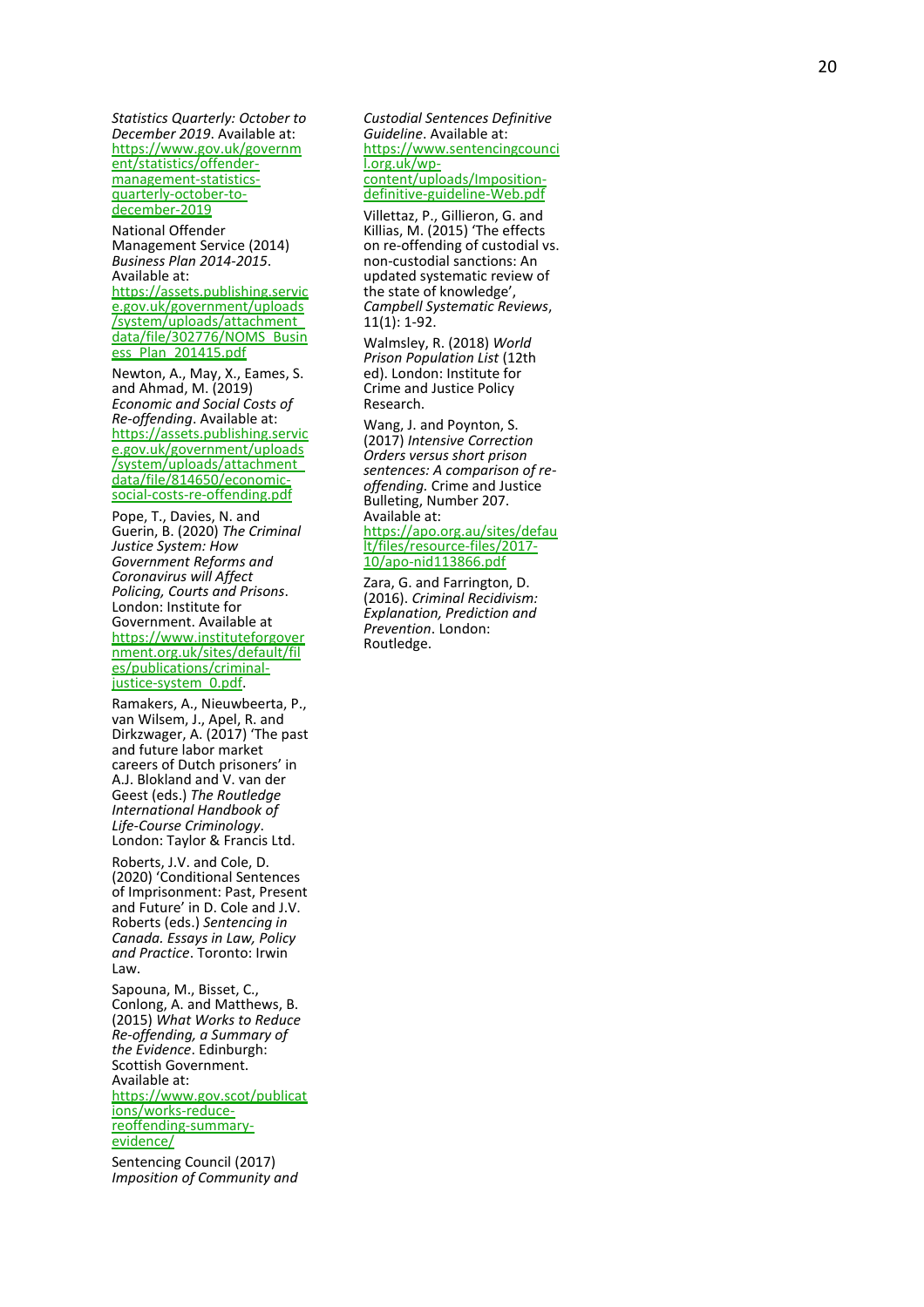*Statistics Quarterly: October to December 2019*. Available at: https://www.gov.uk/government/statistics/offender-management-statistics-quarterly-october-to-december-2019

National Offender Management Service (2014) *Business Plan 2014-2015*. Available at: https://assets.publishing.service.gov.uk/government/uploads/system/uploads/attachment_data/file/302776/NOMS_Business_Plan_201415.pdf

Newton, A., May, X., Eames, S. and Ahmad, M. (2019) *Economic and Social Costs of Re-offending*. Available at: https://assets.publishing.service.gov.uk/government/uploads/system/uploads/attachment_data/file/814650/economic-social-costs-re-offending.pdf

Pope, T., Davies, N. and Guerin, B. (2020) *The Criminal Justice System: How Government Reforms and Coronavirus will Affect Policing, Courts and Prisons*. London: Institute for Government. Available at https://www.instituteforgovernment.org.uk/sites/default/files/publications/criminal-justice-system_0.pdf.

Ramakers, A., Nieuwbeerta, P., van Wilsem, J., Apel, R. and Dirkzwager, A. (2017) 'The past and future labor market careers of Dutch prisoners' in A.J. Blokland and V. van der Geest (eds.) *The Routledge International Handbook of Life-Course Criminology*. London: Taylor & Francis Ltd.

Roberts, J.V. and Cole, D. (2020) 'Conditional Sentences of Imprisonment: Past, Present and Future' in D. Cole and J.V. Roberts (eds.) *Sentencing in Canada. Essays in Law, Policy and Practice*. Toronto: Irwin Law.

Sapouna, M., Bisset, C., Conlong, A. and Matthews, B. (2015) *What Works to Reduce Re-offending, a Summary of the Evidence*. Edinburgh: Scottish Government. Available at: https://www.gov.scot/publications/works-reduce-reoffending-summary-evidence/

Sentencing Council (2017) *Imposition of Community and Custodial Sentences Definitive Guideline*. Available at: https://www.sentencingcouncil.org.uk/wp-content/uploads/Imposition-definitive-guideline-Web.pdf

Villettaz, P., Gillieron, G. and Killias, M. (2015) 'The effects on re-offending of custodial vs. non-custodial sanctions: An updated systematic review of the state of knowledge', *Campbell Systematic Reviews*, 11(1): 1-92.

Walmsley, R. (2018) *World Prison Population List* (12th ed). London: Institute for Crime and Justice Policy Research.

Wang, J. and Poynton, S. (2017) *Intensive Correction Orders versus short prison sentences: A comparison of re-offending.* Crime and Justice Bulleting, Number 207. Available at: https://apo.org.au/sites/default/files/resource-files/2017-10/apo-nid113866.pdf

Zara, G. and Farrington, D. (2016). *Criminal Recidivism: Explanation, Prediction and Prevention*. London: Routledge.